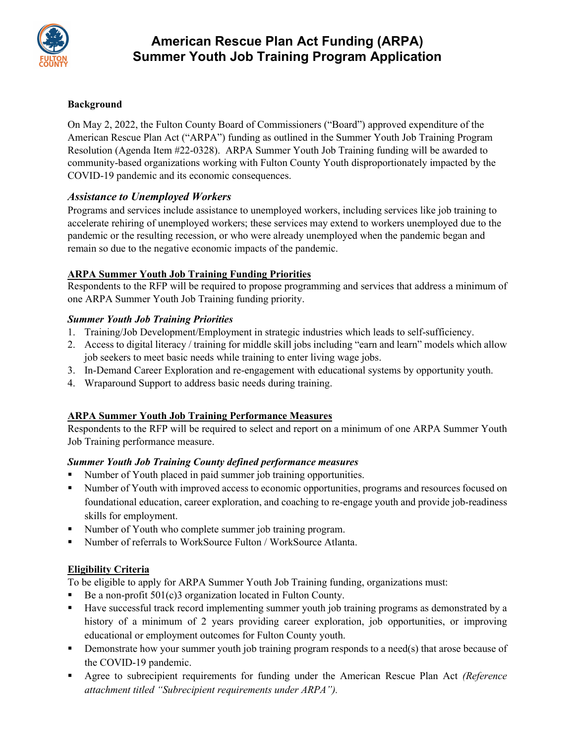# American Rescue Plan Act Funding (ARPA) Summer Youth Job Training Program Application

**Background**

On May 2, 2022, the Fulton County Board of Commissioners ("Board") approved expenditure of the American Rescue Plan Act ("ARPA") funding as outlined in the Summer Youth Job Training Program Resolution (Agenda Item #22-0328). ARPA Summer Youth Job Training funding will be awarded to community-based organizations working with Fulton County Youth disproportionately impacted by the COVID-19 pandemic and its economic consequences.

### *Assistance to Unemployed Workers*

Programs and services include assistance to unemployed workers, including services like job training to accelerate rehiring of unemployed workers; these services may extend to workers unemployed due to the pandemic or the resulting recession, or who were already unemployed when the pandemic began and remain so due to the negative economic impacts of the pandemic.

**ARPA Summer Youth Job Training Funding Priorities**

Respondents to the RFP will be required to propose programming and services that address a minimum of one ARPA Summer Youth Job Training funding priority.

***Summer Youth Job Training Priorities***

1. Training/Job Development/Employment in strategic industries which leads to self-sufficiency.
2. Access to digital literacy / training for middle skill jobs including "earn and learn" models which allow job seekers to meet basic needs while training to enter living wage jobs.
3. In-Demand Career Exploration and re-engagement with educational systems by opportunity youth.
4. Wraparound Support to address basic needs during training.

**ARPA Summer Youth Job Training Performance Measures**

Respondents to the RFP will be required to select and report on a minimum of one ARPA Summer Youth Job Training performance measure.

***Summer Youth Job Training County defined performance measures***

- Number of Youth placed in paid summer job training opportunities.
- Number of Youth with improved access to economic opportunities, programs and resources focused on foundational education, career exploration, and coaching to re-engage youth and provide job-readiness skills for employment.
- Number of Youth who complete summer job training program.
- Number of referrals to WorkSource Fulton / WorkSource Atlanta.

**Eligibility Criteria**

To be eligible to apply for ARPA Summer Youth Job Training funding, organizations must:

- Be a non-profit 501(c)3 organization located in Fulton County.
- Have successful track record implementing summer youth job training programs as demonstrated by a history of a minimum of 2 years providing career exploration, job opportunities, or improving educational or employment outcomes for Fulton County youth.
- Demonstrate how your summer youth job training program responds to a need(s) that arose because of the COVID-19 pandemic.
- Agree to subrecipient requirements for funding under the American Rescue Plan Act *(Reference attachment titled "Subrecipient requirements under ARPA").*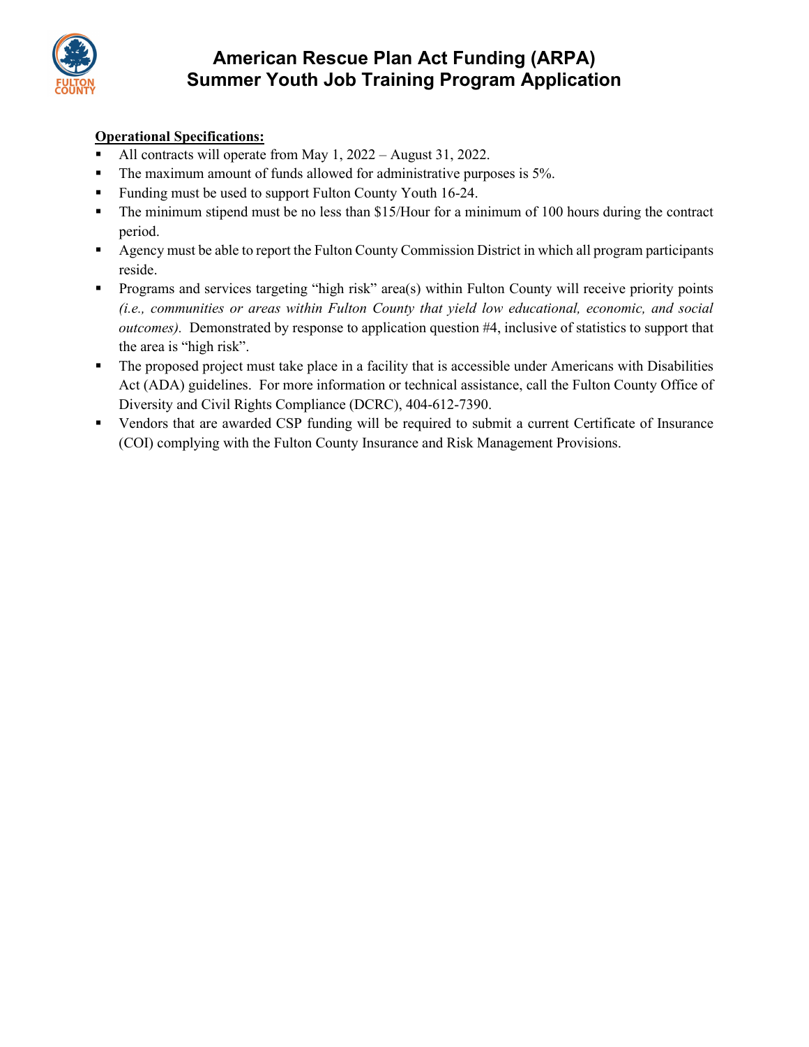# American Rescue Plan Act Funding (ARPA)
# Summer Youth Job Training Program Application

**Operational Specifications:**

- All contracts will operate from May 1, 2022 – August 31, 2022.
- The maximum amount of funds allowed for administrative purposes is 5%.
- Funding must be used to support Fulton County Youth 16-24.
- The minimum stipend must be no less than $15/Hour for a minimum of 100 hours during the contract period.
- Agency must be able to report the Fulton County Commission District in which all program participants reside.
- Programs and services targeting "high risk" area(s) within Fulton County will receive priority points *(i.e., communities or areas within Fulton County that yield low educational, economic, and social outcomes).* Demonstrated by response to application question #4, inclusive of statistics to support that the area is "high risk".
- The proposed project must take place in a facility that is accessible under Americans with Disabilities Act (ADA) guidelines. For more information or technical assistance, call the Fulton County Office of Diversity and Civil Rights Compliance (DCRC), 404-612-7390.
- Vendors that are awarded CSP funding will be required to submit a current Certificate of Insurance (COI) complying with the Fulton County Insurance and Risk Management Provisions.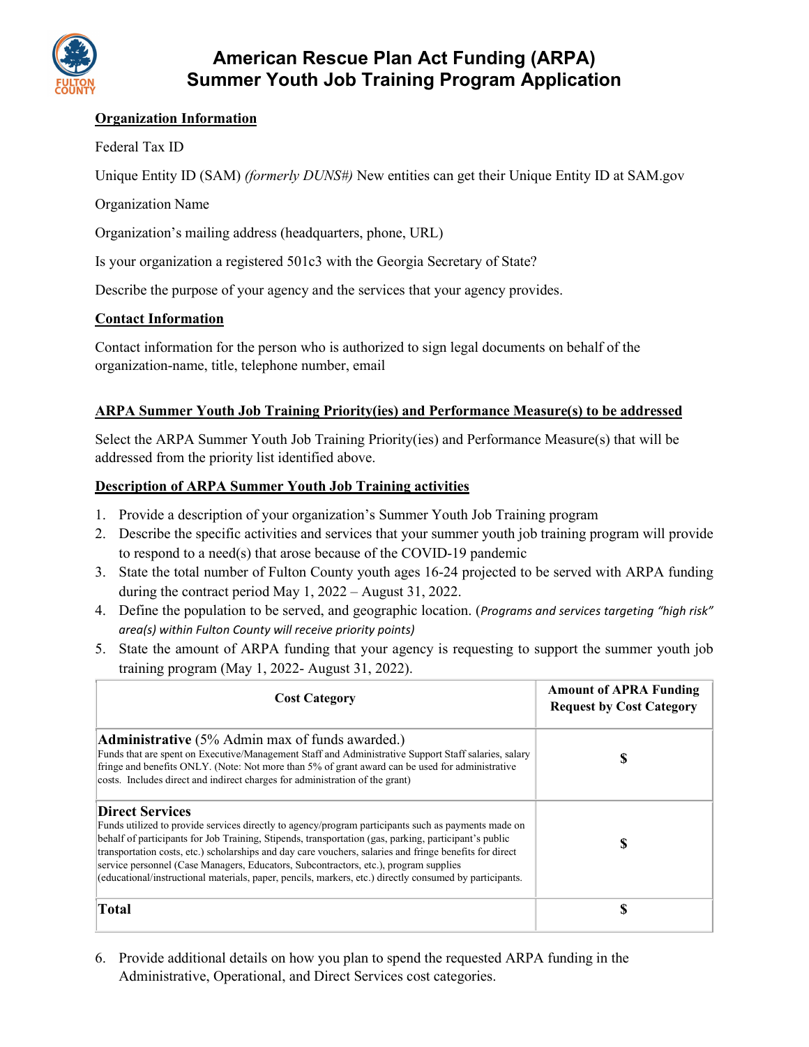# American Rescue Plan Act Funding (ARPA) Summer Youth Job Training Program Application

**Organization Information**

Federal Tax ID

Unique Entity ID (SAM) *(formerly DUNS#)* New entities can get their Unique Entity ID at SAM.gov

Organization Name

Organization's mailing address (headquarters, phone, URL)

Is your organization a registered 501c3 with the Georgia Secretary of State?

Describe the purpose of your agency and the services that your agency provides.

**Contact Information**

Contact information for the person who is authorized to sign legal documents on behalf of the organization-name, title, telephone number, email

**ARPA Summer Youth Job Training Priority(ies) and Performance Measure(s) to be addressed**

Select the ARPA Summer Youth Job Training Priority(ies) and Performance Measure(s) that will be addressed from the priority list identified above.

**Description of ARPA Summer Youth Job Training activities**

1. Provide a description of your organization's Summer Youth Job Training program
2. Describe the specific activities and services that your summer youth job training program will provide to respond to a need(s) that arose because of the COVID-19 pandemic
3. State the total number of Fulton County youth ages 16-24 projected to be served with ARPA funding during the contract period May 1, 2022 – August 31, 2022.
4. Define the population to be served, and geographic location. (*Programs and services targeting "high risk" area(s) within Fulton County will receive priority points)*
5. State the amount of ARPA funding that your agency is requesting to support the summer youth job training program (May 1, 2022- August 31, 2022).

| Cost Category | Amount of APRA Funding Request by Cost Category |
|---|---|
| **Administrative** (5% Admin max of funds awarded.) Funds that are spent on Executive/Management Staff and Administrative Support Staff salaries, salary fringe and benefits ONLY. (Note: Not more than 5% of grant award can be used for administrative costs. Includes direct and indirect charges for administration of the grant) | **$** |
| **Direct Services** Funds utilized to provide services directly to agency/program participants such as payments made on behalf of participants for Job Training, Stipends, transportation (gas, parking, participant's public transportation costs, etc.) scholarships and day care vouchers, salaries and fringe benefits for direct service personnel (Case Managers, Educators, Subcontractors, etc.), program supplies (educational/instructional materials, paper, pencils, markers, etc.) directly consumed by participants. | **$** |
| **Total** | **$** |

6. Provide additional details on how you plan to spend the requested ARPA funding in the Administrative, Operational, and Direct Services cost categories.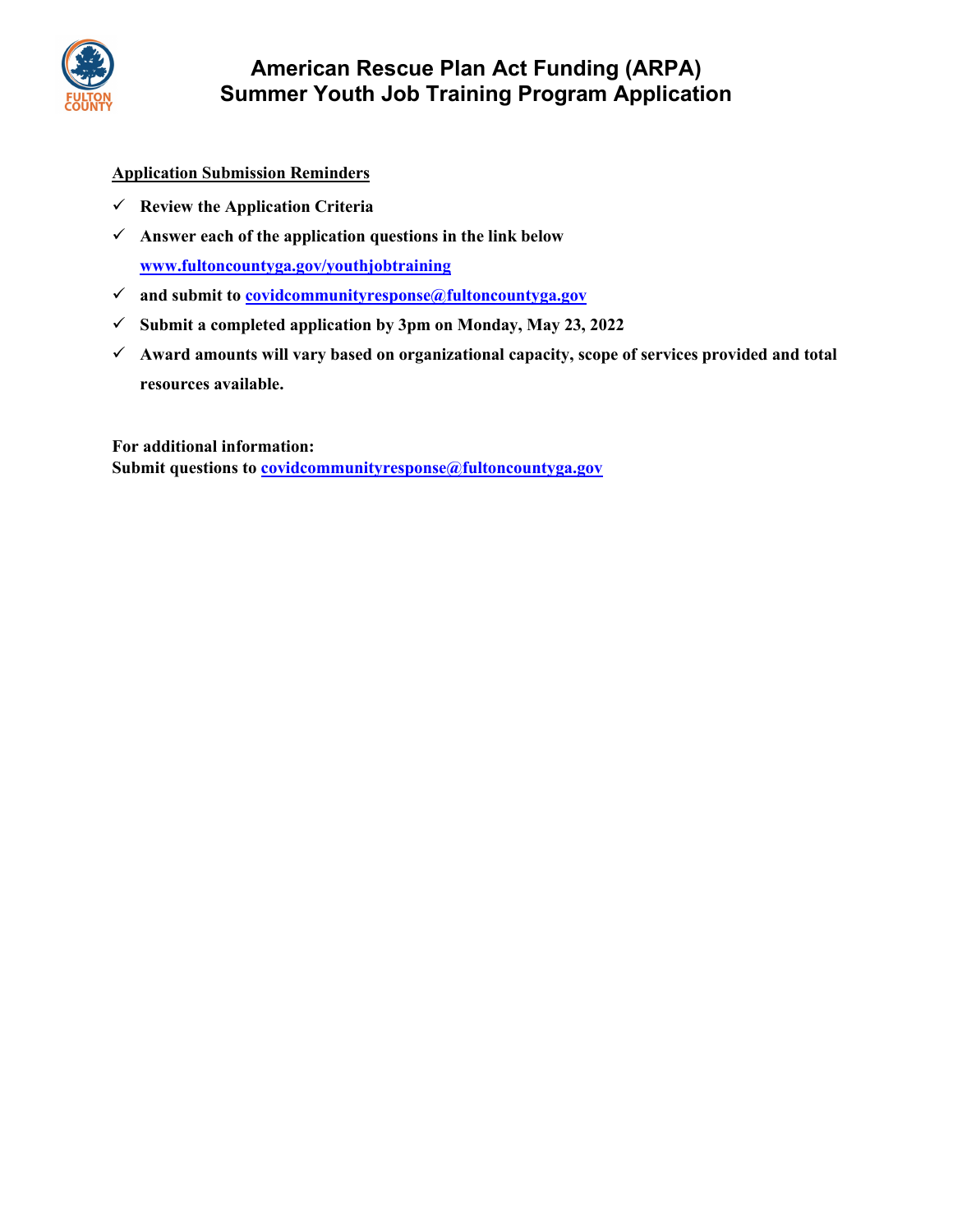# American Rescue Plan Act Funding (ARPA)
# Summer Youth Job Training Program Application

**Application Submission Reminders**

- ✓ **Review the Application Criteria**
- ✓ **Answer each of the application questions in the link below [www.fultoncountyga.gov/youthjobtraining](www.fultoncountyga.gov/youthjobtraining)**
- ✓ **and submit to [covidcommunityresponse@fultoncountyga.gov](mailto:covidcommunityresponse@fultoncountyga.gov)**
- ✓ **Submit a completed application by 3pm on Monday, May 23, 2022**
- ✓ **Award amounts will vary based on organizational capacity, scope of services provided and total resources available.**

**For additional information:**
**Submit questions to [covidcommunityresponse@fultoncountyga.gov](mailto:covidcommunityresponse@fultoncountyga.gov)**